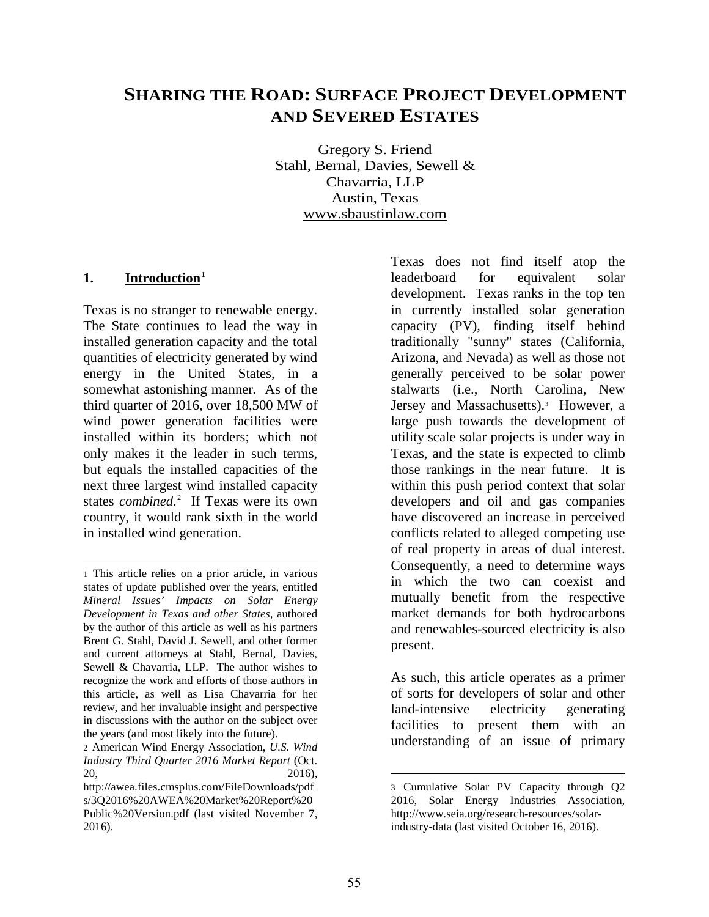# SHARING THE ROAD: SURFACE PROJECT DEVELOPMENT AND SEVERED ESTATES

Gregory S. Friend
Stahl, Bernal, Davies, Sewell & Chavarria, LLP
Austin, Texas
www.sbaustinlaw.com

## 1. Introduction[1]

Texas is no stranger to renewable energy. The State continues to lead the way in installed generation capacity and the total quantities of electricity generated by wind energy in the United States, in a somewhat astonishing manner. As of the third quarter of 2016, over 18,500 MW of wind power generation facilities were installed within its borders; which not only makes it the leader in such terms, but equals the installed capacities of the next three largest wind installed capacity states *combined*.[2] If Texas were its own country, it would rank sixth in the world in installed wind generation.

Texas does not find itself atop the leaderboard for equivalent solar development. Texas ranks in the top ten in currently installed solar generation capacity (PV), finding itself behind traditionally "sunny" states (California, Arizona, and Nevada) as well as those not generally perceived to be solar power stalwarts (i.e., North Carolina, New Jersey and Massachusetts).[3] However, a large push towards the development of utility scale solar projects is under way in Texas, and the state is expected to climb those rankings in the near future. It is within this push period context that solar developers and oil and gas companies have discovered an increase in perceived conflicts related to alleged competing use of real property in areas of dual interest. Consequently, a need to determine ways in which the two can coexist and mutually benefit from the respective market demands for both hydrocarbons and renewables-sourced electricity is also present.

As such, this article operates as a primer of sorts for developers of solar and other land-intensive electricity generating facilities to present them with an understanding of an issue of primary

---

1 This article relies on a prior article, in various states of update published over the years, entitled *Mineral Issues' Impacts on Solar Energy Development in Texas and other States*, authored by the author of this article as well as his partners Brent G. Stahl, David J. Sewell, and other former and current attorneys at Stahl, Bernal, Davies, Sewell & Chavarria, LLP. The author wishes to recognize the work and efforts of those authors in this article, as well as Lisa Chavarria for her review, and her invaluable insight and perspective in discussions with the author on the subject over the years (and most likely into the future).

2 American Wind Energy Association, *U.S. Wind Industry Third Quarter 2016 Market Report* (Oct. 20, 2016), http://awea.files.cmsplus.com/FileDownloads/pdfs/3Q2016%20AWEA%20Market%20Report%20Public%20Version.pdf (last visited November 7, 2016).

3 Cumulative Solar PV Capacity through Q2 2016, Solar Energy Industries Association, http://www.seia.org/research-resources/solar-industry-data (last visited October 16, 2016).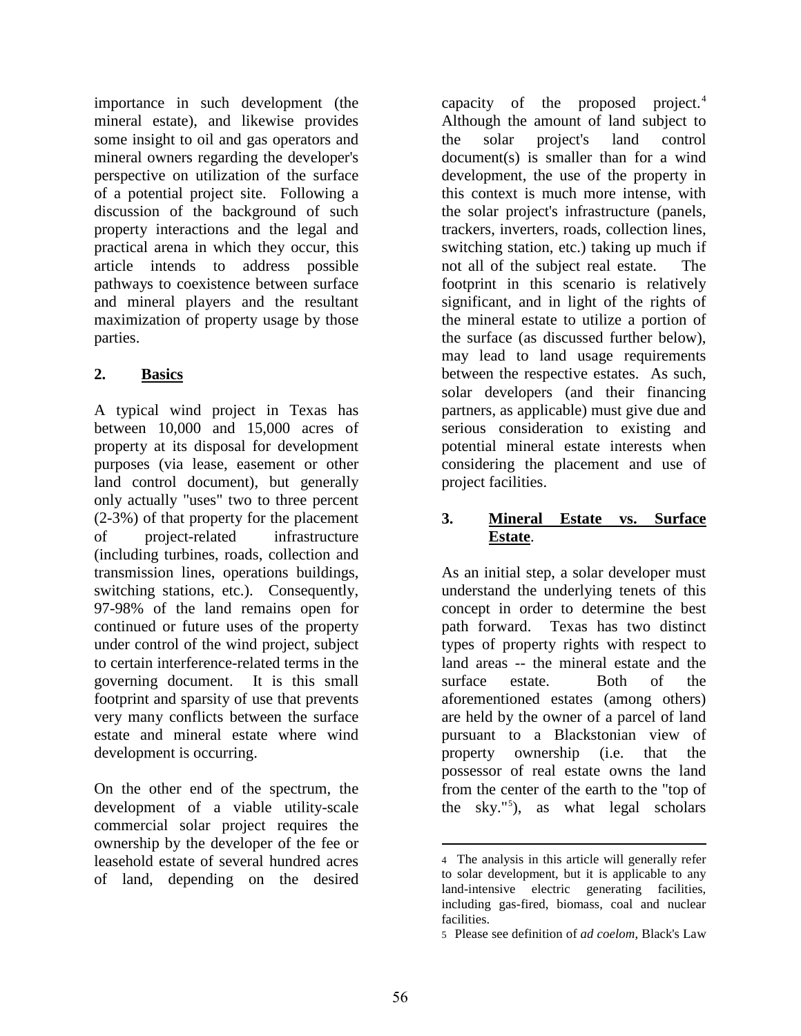importance in such development (the mineral estate), and likewise provides some insight to oil and gas operators and mineral owners regarding the developer's perspective on utilization of the surface of a potential project site. Following a discussion of the background of such property interactions and the legal and practical arena in which they occur, this article intends to address possible pathways to coexistence between surface and mineral players and the resultant maximization of property usage by those parties.

## 2. Basics

A typical wind project in Texas has between 10,000 and 15,000 acres of property at its disposal for development purposes (via lease, easement or other land control document), but generally only actually "uses" two to three percent (2-3%) of that property for the placement of project-related infrastructure (including turbines, roads, collection and transmission lines, operations buildings, switching stations, etc.). Consequently, 97-98% of the land remains open for continued or future uses of the property under control of the wind project, subject to certain interference-related terms in the governing document. It is this small footprint and sparsity of use that prevents very many conflicts between the surface estate and mineral estate where wind development is occurring.

On the other end of the spectrum, the development of a viable utility-scale commercial solar project requires the ownership by the developer of the fee or leasehold estate of several hundred acres of land, depending on the desired capacity of the proposed project.[4] Although the amount of land subject to the solar project's land control document(s) is smaller than for a wind development, the use of the property in this context is much more intense, with the solar project's infrastructure (panels, trackers, inverters, roads, collection lines, switching station, etc.) taking up much if not all of the subject real estate. The footprint in this scenario is relatively significant, and in light of the rights of the mineral estate to utilize a portion of the surface (as discussed further below), may lead to land usage requirements between the respective estates. As such, solar developers (and their financing partners, as applicable) must give due and serious consideration to existing and potential mineral estate interests when considering the placement and use of project facilities.

## 3. Mineral Estate vs. Surface Estate.

As an initial step, a solar developer must understand the underlying tenets of this concept in order to determine the best path forward. Texas has two distinct types of property rights with respect to land areas -- the mineral estate and the surface estate. Both of the aforementioned estates (among others) are held by the owner of a parcel of land pursuant to a Blackstonian view of property ownership (i.e. that the possessor of real estate owns the land from the center of the earth to the "top of the sky."[5]), as what legal scholars

---

[4] The analysis in this article will generally refer to solar development, but it is applicable to any land-intensive electric generating facilities, including gas-fired, biomass, coal and nuclear facilities.

[5] Please see definition of *ad coelom*, Black's Law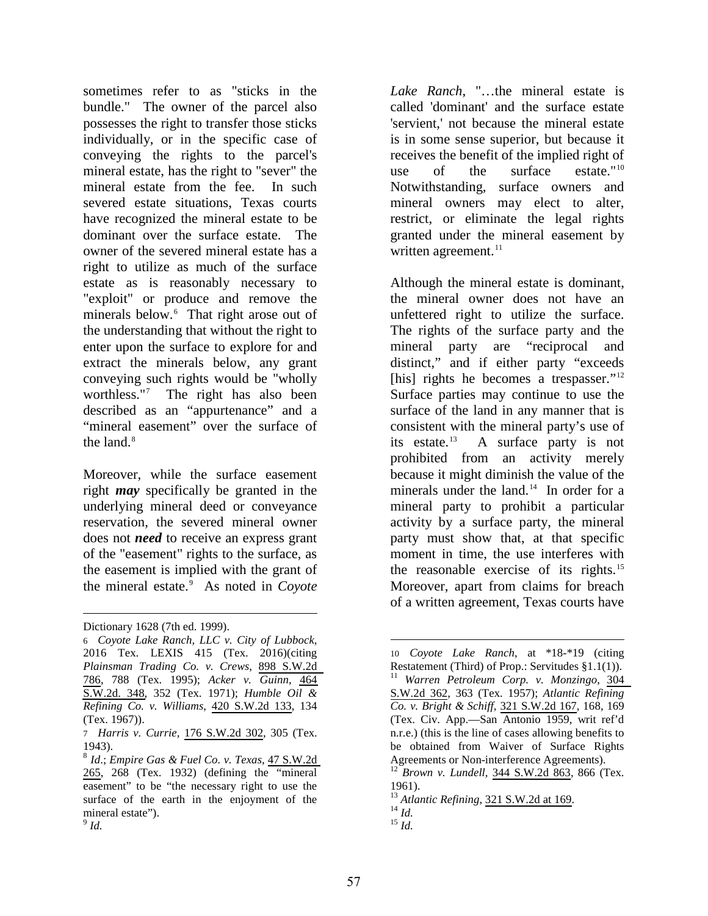sometimes refer to as "sticks in the bundle." The owner of the parcel also possesses the right to transfer those sticks individually, or in the specific case of conveying the rights to the parcel's mineral estate, has the right to "sever" the mineral estate from the fee. In such severed estate situations, Texas courts have recognized the mineral estate to be dominant over the surface estate. The owner of the severed mineral estate has a right to utilize as much of the surface estate as is reasonably necessary to "exploit" or produce and remove the minerals below.[6] That right arose out of the understanding that without the right to enter upon the surface to explore for and extract the minerals below, any grant conveying such rights would be "wholly worthless."[7] The right has also been described as an "appurtenance" and a "mineral easement" over the surface of the land.[8]

Moreover, while the surface easement right ***may*** specifically be granted in the underlying mineral deed or conveyance reservation, the severed mineral owner does not ***need*** to receive an express grant of the "easement" rights to the surface, as the easement is implied with the grant of the mineral estate.[9] As noted in *Coyote Lake Ranch*, "…the mineral estate is called 'dominant' and the surface estate 'servient,' not because the mineral estate is in some sense superior, but because it receives the benefit of the implied right of use of the surface estate."[10] Notwithstanding, surface owners and mineral owners may elect to alter, restrict, or eliminate the legal rights granted under the mineral easement by written agreement.[11]

Although the mineral estate is dominant, the mineral owner does not have an unfettered right to utilize the surface. The rights of the surface party and the mineral party are "reciprocal and distinct," and if either party "exceeds [his] rights he becomes a trespasser."[12] Surface parties may continue to use the surface of the land in any manner that is consistent with the mineral party's use of its estate.[13] A surface party is not prohibited from an activity merely because it might diminish the value of the minerals under the land.[14] In order for a mineral party to prohibit a particular activity by a surface party, the mineral party must show that, at that specific moment in time, the use interferes with the reasonable exercise of its rights.[15] Moreover, apart from claims for breach of a written agreement, Texas courts have

---

Dictionary 1628 (7th ed. 1999).

6 *Coyote Lake Ranch, LLC v. City of Lubbock*, 2016 Tex. LEXIS 415 (Tex. 2016)(citing *Plainsman Trading Co. v. Crews*, 898 S.W.2d 786, 788 (Tex. 1995); *Acker v. Guinn*, 464 S.W.2d. 348, 352 (Tex. 1971); *Humble Oil & Refining Co. v. Williams*, 420 S.W.2d 133, 134 (Tex. 1967)).

7 *Harris v. Currie*, 176 S.W.2d 302, 305 (Tex. 1943).

8 *Id*.; *Empire Gas & Fuel Co. v. Texas*, 47 S.W.2d 265, 268 (Tex. 1932) (defining the "mineral easement" to be "the necessary right to use the surface of the earth in the enjoyment of the mineral estate").

9 *Id.*

10 *Coyote Lake Ranch*, at *18-*19 (citing Restatement (Third) of Prop.: Servitudes §1.1(1)).

11 *Warren Petroleum Corp. v. Monzingo*, 304 S.W.2d 362, 363 (Tex. 1957); *Atlantic Refining Co. v. Bright & Schiff*, 321 S.W.2d 167, 168, 169 (Tex. Civ. App.—San Antonio 1959, writ ref'd n.r.e.) (this is the line of cases allowing benefits to be obtained from Waiver of Surface Rights Agreements or Non-interference Agreements).

12 *Brown v. Lundell*, 344 S.W.2d 863, 866 (Tex. 1961).

13 *Atlantic Refining*, 321 S.W.2d at 169.

14 *Id.*

15 *Id.*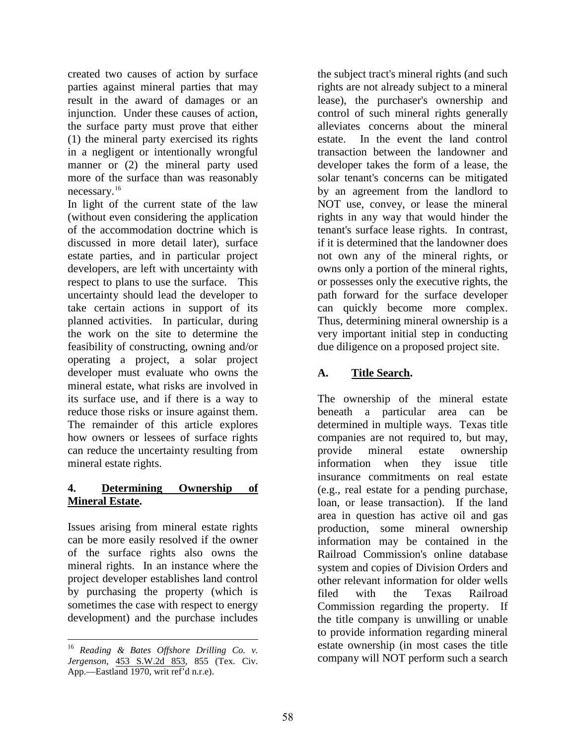created two causes of action by surface parties against mineral parties that may result in the award of damages or an injunction. Under these causes of action, the surface party must prove that either (1) the mineral party exercised its rights in a negligent or intentionally wrongful manner or (2) the mineral party used more of the surface than was reasonably necessary.[16]

In light of the current state of the law (without even considering the application of the accommodation doctrine which is discussed in more detail later), surface estate parties, and in particular project developers, are left with uncertainty with respect to plans to use the surface. This uncertainty should lead the developer to take certain actions in support of its planned activities. In particular, during the work on the site to determine the feasibility of constructing, owning and/or operating a project, a solar project developer must evaluate who owns the mineral estate, what risks are involved in its surface use, and if there is a way to reduce those risks or insure against them. The remainder of this article explores how owners or lessees of surface rights can reduce the uncertainty resulting from mineral estate rights.

#### 4. <u>Determining Ownership of Mineral Estate</u>.

Issues arising from mineral estate rights can be more easily resolved if the owner of the surface rights also owns the mineral rights. In an instance where the project developer establishes land control by purchasing the property (which is sometimes the case with respect to energy development) and the purchase includes the subject tract's mineral rights (and such rights are not already subject to a mineral lease), the purchaser's ownership and control of such mineral rights generally alleviates concerns about the mineral estate. In the event the land control transaction between the landowner and developer takes the form of a lease, the solar tenant's concerns can be mitigated by an agreement from the landlord to NOT use, convey, or lease the mineral rights in any way that would hinder the tenant's surface lease rights. In contrast, if it is determined that the landowner does not own any of the mineral rights, or owns only a portion of the mineral rights, or possesses only the executive rights, the path forward for the surface developer can quickly become more complex. Thus, determining mineral ownership is a very important initial step in conducting due diligence on a proposed project site.

##### A. <u>Title Search</u>.

The ownership of the mineral estate beneath a particular area can be determined in multiple ways. Texas title companies are not required to, but may, provide mineral estate ownership information when they issue title insurance commitments on real estate (e.g., real estate for a pending purchase, loan, or lease transaction). If the land area in question has active oil and gas production, some mineral ownership information may be contained in the Railroad Commission's online database system and copies of Division Orders and other relevant information for older wells filed with the Texas Railroad Commission regarding the property. If the title company is unwilling or unable to provide information regarding mineral estate ownership (in most cases the title company will NOT perform such a search

---

[16] *Reading & Bates Offshore Drilling Co. v. Jergenson*, <u>453 S.W.2d 853</u>, 855 (Tex. Civ. App.—Eastland 1970, writ ref'd n.r.e).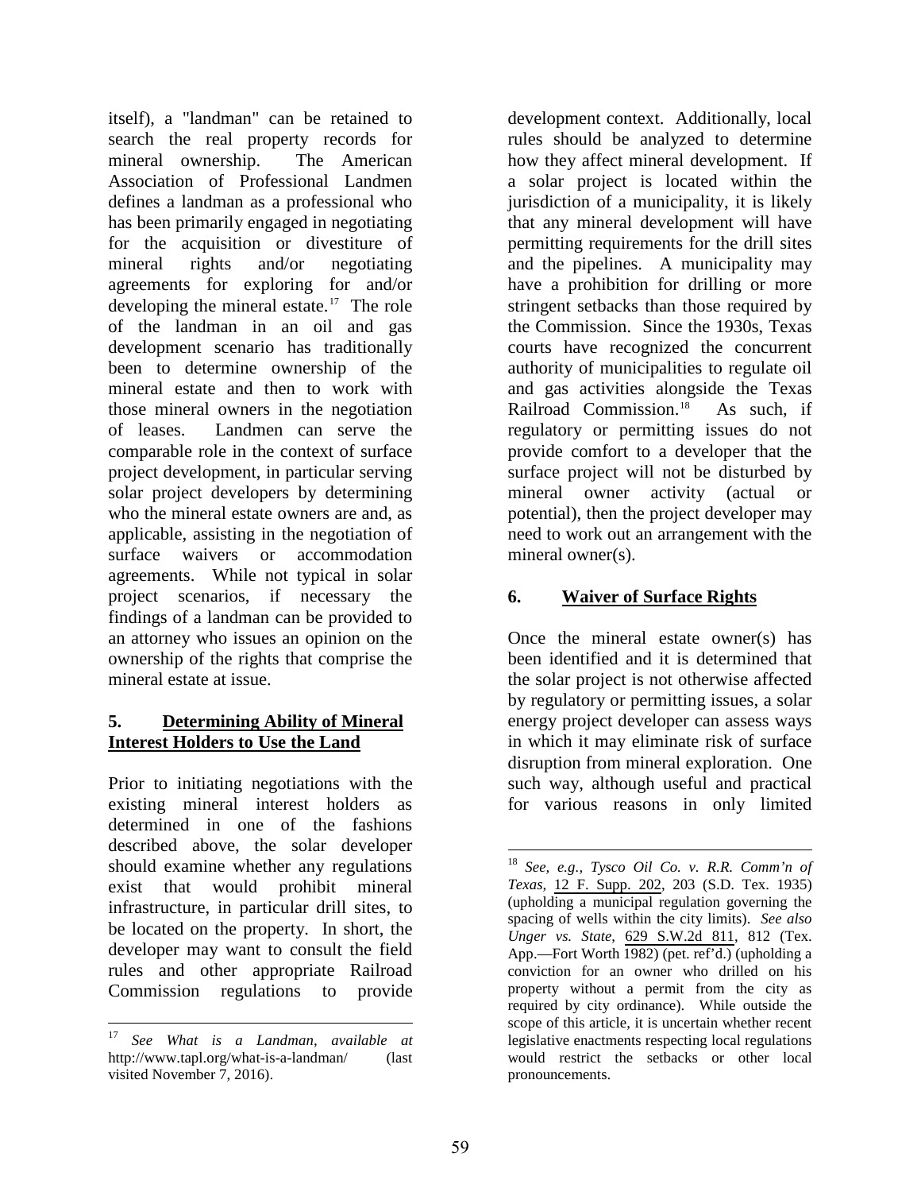itself), a "landman" can be retained to search the real property records for mineral ownership. The American Association of Professional Landmen defines a landman as a professional who has been primarily engaged in negotiating for the acquisition or divestiture of mineral rights and/or negotiating agreements for exploring for and/or developing the mineral estate.[17] The role of the landman in an oil and gas development scenario has traditionally been to determine ownership of the mineral estate and then to work with those mineral owners in the negotiation of leases. Landmen can serve the comparable role in the context of surface project development, in particular serving solar project developers by determining who the mineral estate owners are and, as applicable, assisting in the negotiation of surface waivers or accommodation agreements. While not typical in solar project scenarios, if necessary the findings of a landman can be provided to an attorney who issues an opinion on the ownership of the rights that comprise the mineral estate at issue.

## 5. Determining Ability of Mineral Interest Holders to Use the Land

Prior to initiating negotiations with the existing mineral interest holders as determined in one of the fashions described above, the solar developer should examine whether any regulations exist that would prohibit mineral infrastructure, in particular drill sites, to be located on the property. In short, the developer may want to consult the field rules and other appropriate Railroad Commission regulations to provide development context. Additionally, local rules should be analyzed to determine how they affect mineral development. If a solar project is located within the jurisdiction of a municipality, it is likely that any mineral development will have permitting requirements for the drill sites and the pipelines. A municipality may have a prohibition for drilling or more stringent setbacks than those required by the Commission. Since the 1930s, Texas courts have recognized the concurrent authority of municipalities to regulate oil and gas activities alongside the Texas Railroad Commission.[18] As such, if regulatory or permitting issues do not provide comfort to a developer that the surface project will not be disturbed by mineral owner activity (actual or potential), then the project developer may need to work out an arrangement with the mineral owner(s).

## 6. Waiver of Surface Rights

Once the mineral estate owner(s) has been identified and it is determined that the solar project is not otherwise affected by regulatory or permitting issues, a solar energy project developer can assess ways in which it may eliminate risk of surface disruption from mineral exploration. One such way, although useful and practical for various reasons in only limited

---

[17] *See What is a Landman, available at* http://www.tapl.org/what-is-a-landman/ (last visited November 7, 2016).

[18] *See, e.g., Tysco Oil Co. v. R.R. Comm'n of Texas*, 12 F. Supp. 202, 203 (S.D. Tex. 1935) (upholding a municipal regulation governing the spacing of wells within the city limits). *See also Unger vs. State*, 629 S.W.2d 811, 812 (Tex. App.—Fort Worth 1982) (pet. ref'd.) (upholding a conviction for an owner who drilled on his property without a permit from the city as required by city ordinance). While outside the scope of this article, it is uncertain whether recent legislative enactments respecting local regulations would restrict the setbacks or other local pronouncements.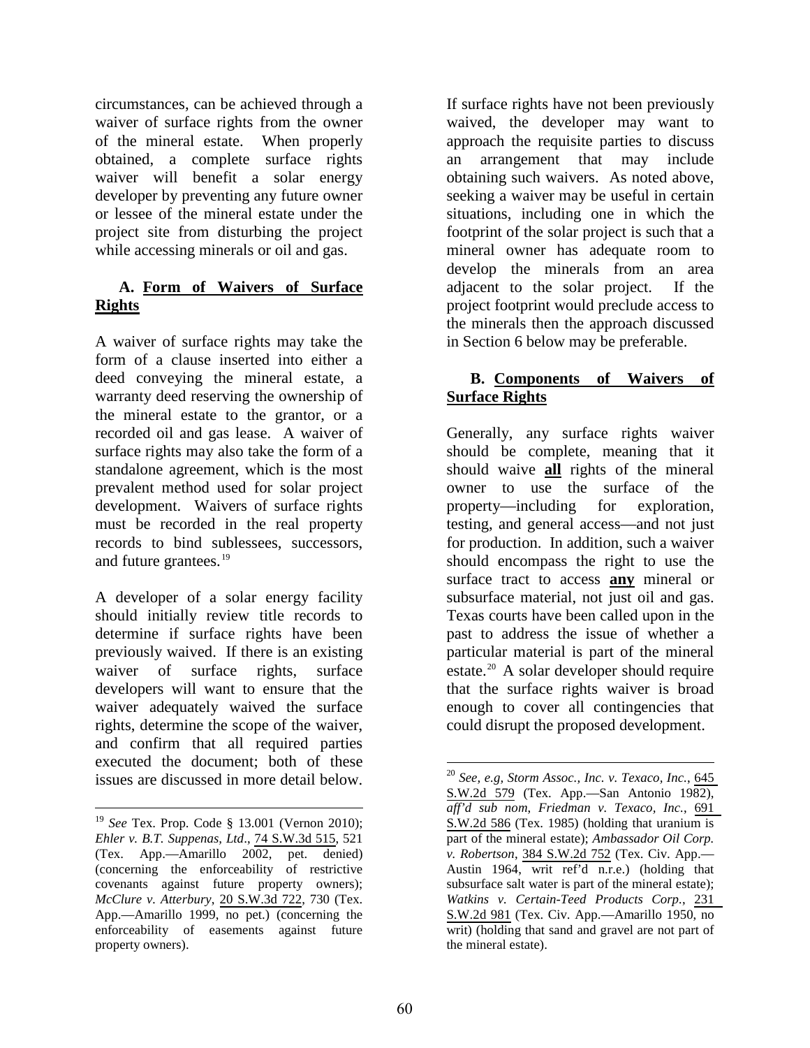circumstances, can be achieved through a waiver of surface rights from the owner of the mineral estate. When properly obtained, a complete surface rights waiver will benefit a solar energy developer by preventing any future owner or lessee of the mineral estate under the project site from disturbing the project while accessing minerals or oil and gas.

### A. Form of Waivers of Surface Rights

A waiver of surface rights may take the form of a clause inserted into either a deed conveying the mineral estate, a warranty deed reserving the ownership of the mineral estate to the grantor, or a recorded oil and gas lease. A waiver of surface rights may also take the form of a standalone agreement, which is the most prevalent method used for solar project development. Waivers of surface rights must be recorded in the real property records to bind sublessees, successors, and future grantees.[19]

A developer of a solar energy facility should initially review title records to determine if surface rights have been previously waived. If there is an existing waiver of surface rights, surface developers will want to ensure that the waiver adequately waived the surface rights, determine the scope of the waiver, and confirm that all required parties executed the document; both of these issues are discussed in more detail below.

If surface rights have not been previously waived, the developer may want to approach the requisite parties to discuss an arrangement that may include obtaining such waivers. As noted above, seeking a waiver may be useful in certain situations, including one in which the footprint of the solar project is such that a mineral owner has adequate room to develop the minerals from an area adjacent to the solar project. If the project footprint would preclude access to the minerals then the approach discussed in Section 6 below may be preferable.

### B. Components of Waivers of Surface Rights

Generally, any surface rights waiver should be complete, meaning that it should waive **all** rights of the mineral owner to use the surface of the property—including for exploration, testing, and general access—and not just for production. In addition, such a waiver should encompass the right to use the surface tract to access **any** mineral or subsurface material, not just oil and gas. Texas courts have been called upon in the past to address the issue of whether a particular material is part of the mineral estate.[20] A solar developer should require that the surface rights waiver is broad enough to cover all contingencies that could disrupt the proposed development.

---

[19] *See* Tex. Prop. Code § 13.001 (Vernon 2010); *Ehler v. B.T. Suppenas, Ltd*., 74 S.W.3d 515, 521 (Tex. App.—Amarillo 2002, pet. denied) (concerning the enforceability of restrictive covenants against future property owners); *McClure v. Atterbury*, 20 S.W.3d 722, 730 (Tex. App.—Amarillo 1999, no pet.) (concerning the enforceability of easements against future property owners).

[20] *See, e.g, Storm Assoc., Inc. v. Texaco, Inc.*, 645 S.W.2d 579 (Tex. App.—San Antonio 1982), *aff'd sub nom, Friedman v. Texaco, Inc.*, 691 S.W.2d 586 (Tex. 1985) (holding that uranium is part of the mineral estate); *Ambassador Oil Corp. v. Robertson*, 384 S.W.2d 752 (Tex. Civ. App.—Austin 1964, writ ref'd n.r.e.) (holding that subsurface salt water is part of the mineral estate); *Watkins v. Certain-Teed Products Corp.*, 231 S.W.2d 981 (Tex. Civ. App.—Amarillo 1950, no writ) (holding that sand and gravel are not part of the mineral estate).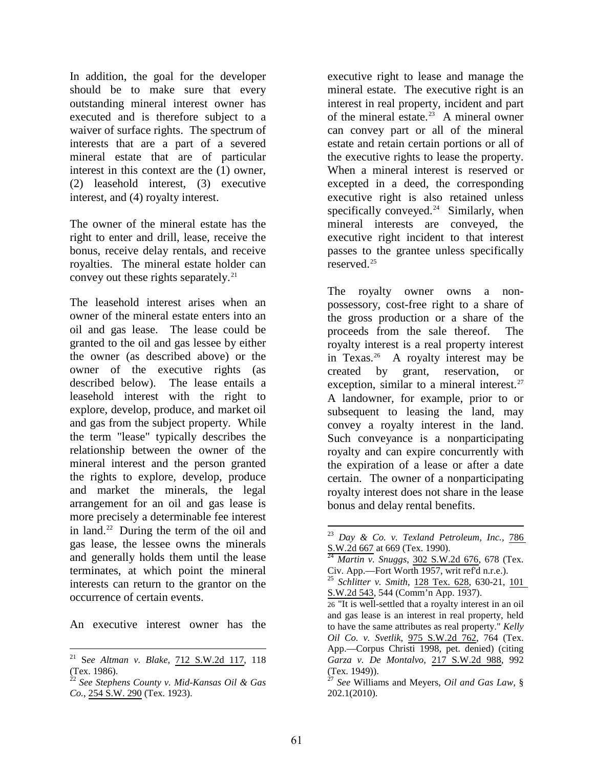In addition, the goal for the developer should be to make sure that every outstanding mineral interest owner has executed and is therefore subject to a waiver of surface rights. The spectrum of interests that are a part of a severed mineral estate that are of particular interest in this context are the (1) owner, (2) leasehold interest, (3) executive interest, and (4) royalty interest.

The owner of the mineral estate has the right to enter and drill, lease, receive the bonus, receive delay rentals, and receive royalties. The mineral estate holder can convey out these rights separately.[21]

The leasehold interest arises when an owner of the mineral estate enters into an oil and gas lease. The lease could be granted to the oil and gas lessee by either the owner (as described above) or the owner of the executive rights (as described below). The lease entails a leasehold interest with the right to explore, develop, produce, and market oil and gas from the subject property. While the term "lease" typically describes the relationship between the owner of the mineral interest and the person granted the rights to explore, develop, produce and market the minerals, the legal arrangement for an oil and gas lease is more precisely a determinable fee interest in land.[22] During the term of the oil and gas lease, the lessee owns the minerals and generally holds them until the lease terminates, at which point the mineral interests can return to the grantor on the occurrence of certain events.

An executive interest owner has the executive right to lease and manage the mineral estate. The executive right is an interest in real property, incident and part of the mineral estate.[23] A mineral owner can convey part or all of the mineral estate and retain certain portions or all of the executive rights to lease the property. When a mineral interest is reserved or excepted in a deed, the corresponding executive right is also retained unless specifically conveyed.[24] Similarly, when mineral interests are conveyed, the executive right incident to that interest passes to the grantee unless specifically reserved.[25]

The royalty owner owns a non-possessory, cost-free right to a share of the gross production or a share of the proceeds from the sale thereof. The royalty interest is a real property interest in Texas.[26] A royalty interest may be created by grant, reservation, or exception, similar to a mineral interest.[27] A landowner, for example, prior to or subsequent to leasing the land, may convey a royalty interest in the land. Such conveyance is a nonparticipating royalty and can expire concurrently with the expiration of a lease or after a date certain. The owner of a nonparticipating royalty interest does not share in the lease bonus and delay rental benefits.

---

[21] *See Altman v. Blake*, 712 S.W.2d 117, 118 (Tex. 1986).

[22] *See Stephens County v. Mid-Kansas Oil & Gas Co.*, 254 S.W. 290 (Tex. 1923).

[23] *Day & Co. v. Texland Petroleum, Inc.*, 786 S.W.2d 667 at 669 (Tex. 1990).

[24] *Martin v. Snuggs*, 302 S.W.2d 676, 678 (Tex. Civ. App.—Fort Worth 1957, writ ref'd n.r.e.).

[25] *Schlitter v. Smith*, 128 Tex. 628, 630-21, 101 S.W.2d 543, 544 (Comm'n App. 1937).

[26] "It is well-settled that a royalty interest in an oil and gas lease is an interest in real property, held to have the same attributes as real property." *Kelly Oil Co. v. Svetlik*, 975 S.W.2d 762, 764 (Tex. App.—Corpus Christi 1998, pet. denied) (citing *Garza v. De Montalvo*, 217 S.W.2d 988, 992 (Tex. 1949)).

[27] *See* Williams and Meyers, *Oil and Gas Law*, § 202.1(2010).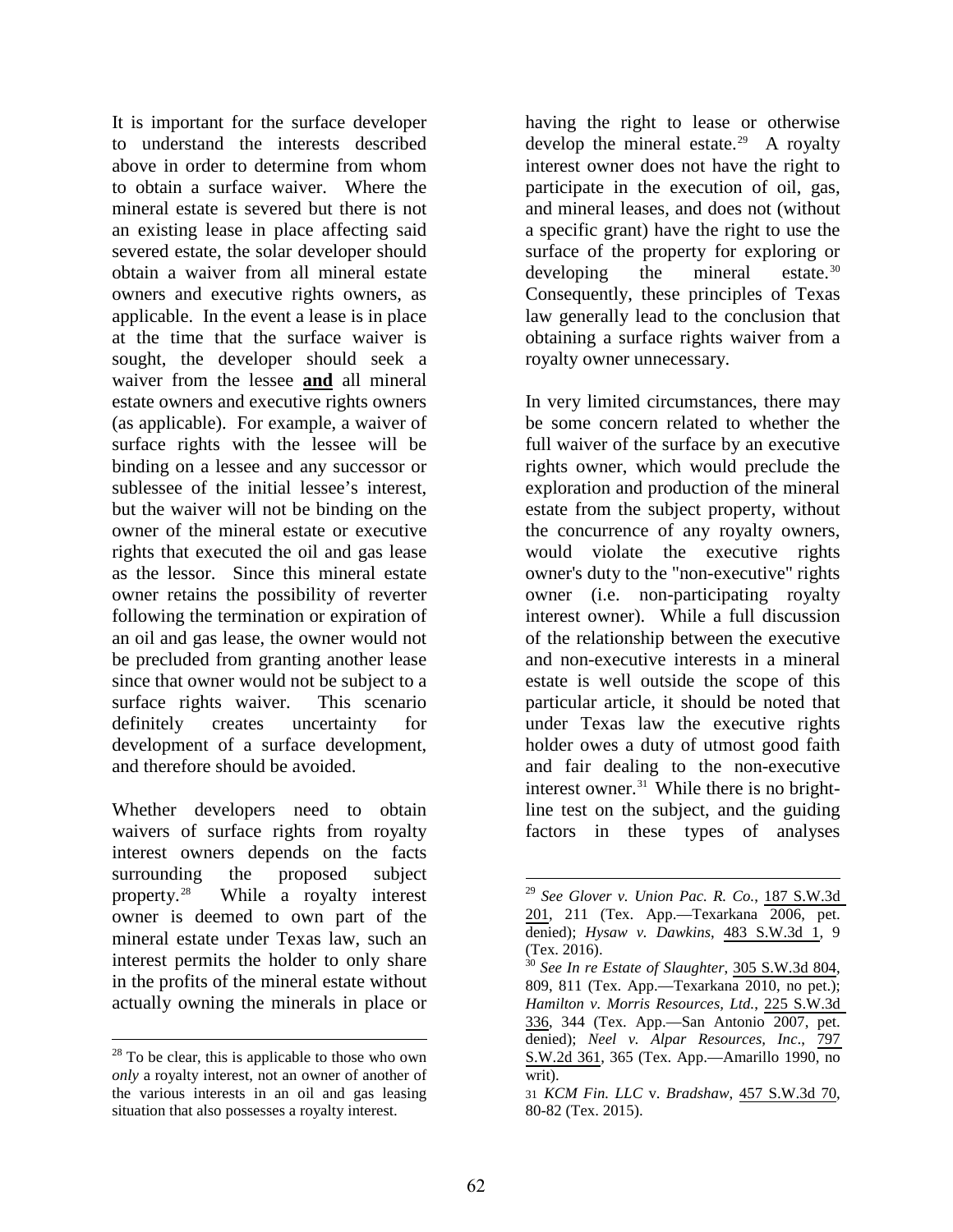It is important for the surface developer to understand the interests described above in order to determine from whom to obtain a surface waiver. Where the mineral estate is severed but there is not an existing lease in place affecting said severed estate, the solar developer should obtain a waiver from all mineral estate owners and executive rights owners, as applicable. In the event a lease is in place at the time that the surface waiver is sought, the developer should seek a waiver from the lessee **and** all mineral estate owners and executive rights owners (as applicable). For example, a waiver of surface rights with the lessee will be binding on a lessee and any successor or sublessee of the initial lessee's interest, but the waiver will not be binding on the owner of the mineral estate or executive rights that executed the oil and gas lease as the lessor. Since this mineral estate owner retains the possibility of reverter following the termination or expiration of an oil and gas lease, the owner would not be precluded from granting another lease since that owner would not be subject to a surface rights waiver. This scenario definitely creates uncertainty for development of a surface development, and therefore should be avoided.

Whether developers need to obtain waivers of surface rights from royalty interest owners depends on the facts surrounding the proposed subject property.[28] While a royalty interest owner is deemed to own part of the mineral estate under Texas law, such an interest permits the holder to only share in the profits of the mineral estate without actually owning the minerals in place or having the right to lease or otherwise develop the mineral estate.[29] A royalty interest owner does not have the right to participate in the execution of oil, gas, and mineral leases, and does not (without a specific grant) have the right to use the surface of the property for exploring or developing the mineral estate.[30] Consequently, these principles of Texas law generally lead to the conclusion that obtaining a surface rights waiver from a royalty owner unnecessary.

In very limited circumstances, there may be some concern related to whether the full waiver of the surface by an executive rights owner, which would preclude the exploration and production of the mineral estate from the subject property, without the concurrence of any royalty owners, would violate the executive rights owner's duty to the "non-executive" rights owner (i.e. non-participating royalty interest owner). While a full discussion of the relationship between the executive and non-executive interests in a mineral estate is well outside the scope of this particular article, it should be noted that under Texas law the executive rights holder owes a duty of utmost good faith and fair dealing to the non-executive interest owner.[31] While there is no bright-line test on the subject, and the guiding factors in these types of analyses

---

[28] To be clear, this is applicable to those who own *only* a royalty interest, not an owner of another of the various interests in an oil and gas leasing situation that also possesses a royalty interest.

[29] *See Glover v. Union Pac. R. Co.*, 187 S.W.3d 201, 211 (Tex. App.—Texarkana 2006, pet. denied); *Hysaw v. Dawkins*, 483 S.W.3d 1, 9 (Tex. 2016).

[30] *See In re Estate of Slaughter*, 305 S.W.3d 804, 809, 811 (Tex. App.—Texarkana 2010, no pet.); *Hamilton v. Morris Resources, Ltd.*, 225 S.W.3d 336, 344 (Tex. App.—San Antonio 2007, pet. denied); *Neel v. Alpar Resources, Inc*., 797 S.W.2d 361, 365 (Tex. App.—Amarillo 1990, no writ).

[31] *KCM Fin. LLC* v. *Bradshaw*, 457 S.W.3d 70, 80-82 (Tex. 2015).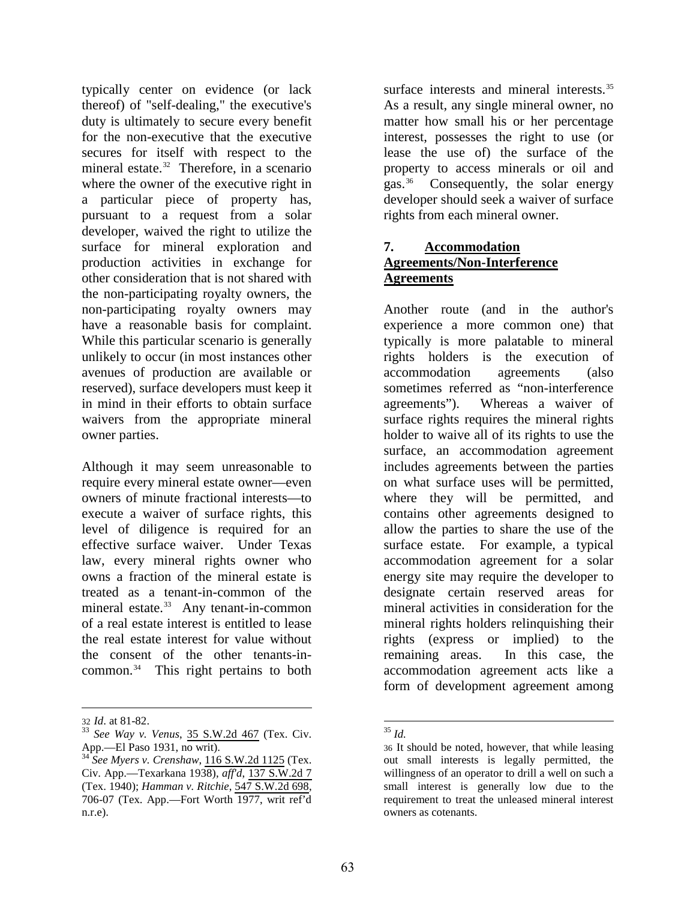typically center on evidence (or lack thereof) of "self-dealing," the executive's duty is ultimately to secure every benefit for the non-executive that the executive secures for itself with respect to the mineral estate.[32] Therefore, in a scenario where the owner of the executive right in a particular piece of property has, pursuant to a request from a solar developer, waived the right to utilize the surface for mineral exploration and production activities in exchange for other consideration that is not shared with the non-participating royalty owners, the non-participating royalty owners may have a reasonable basis for complaint. While this particular scenario is generally unlikely to occur (in most instances other avenues of production are available or reserved), surface developers must keep it in mind in their efforts to obtain surface waivers from the appropriate mineral owner parties.

Although it may seem unreasonable to require every mineral estate owner—even owners of minute fractional interests—to execute a waiver of surface rights, this level of diligence is required for an effective surface waiver. Under Texas law, every mineral rights owner who owns a fraction of the mineral estate is treated as a tenant-in-common of the mineral estate.[33] Any tenant-in-common of a real estate interest is entitled to lease the real estate interest for value without the consent of the other tenants-in-common.[34] This right pertains to both surface interests and mineral interests.[35] As a result, any single mineral owner, no matter how small his or her percentage interest, possesses the right to use (or lease the use of) the surface of the property to access minerals or oil and gas.[36] Consequently, the solar energy developer should seek a waiver of surface rights from each mineral owner.

## 7. Accommodation Agreements/Non-Interference Agreements

Another route (and in the author's experience a more common one) that typically is more palatable to mineral rights holders is the execution of accommodation agreements (also sometimes referred as "non-interference agreements"). Whereas a waiver of surface rights requires the mineral rights holder to waive all of its rights to use the surface, an accommodation agreement includes agreements between the parties on what surface uses will be permitted, where they will be permitted, and contains other agreements designed to allow the parties to share the use of the surface estate. For example, a typical accommodation agreement for a solar energy site may require the developer to designate certain reserved areas for mineral activities in consideration for the mineral rights holders relinquishing their rights (express or implied) to the remaining areas. In this case, the accommodation agreement acts like a form of development agreement among

---

[32] *Id*. at 81-82.

[33] *See Way v. Venus*, 35 S.W.2d 467 (Tex. Civ. App.—El Paso 1931, no writ).

[34] *See Myers v. Crenshaw*, 116 S.W.2d 1125 (Tex. Civ. App.—Texarkana 1938), *aff'd*, 137 S.W.2d 7 (Tex. 1940); *Hamman v. Ritchie*, 547 S.W.2d 698, 706-07 (Tex. App.—Fort Worth 1977, writ ref'd n.r.e).

[35] *Id.*

[36] It should be noted, however, that while leasing out small interests is legally permitted, the willingness of an operator to drill a well on such a small interest is generally low due to the requirement to treat the unleased mineral interest owners as cotenants.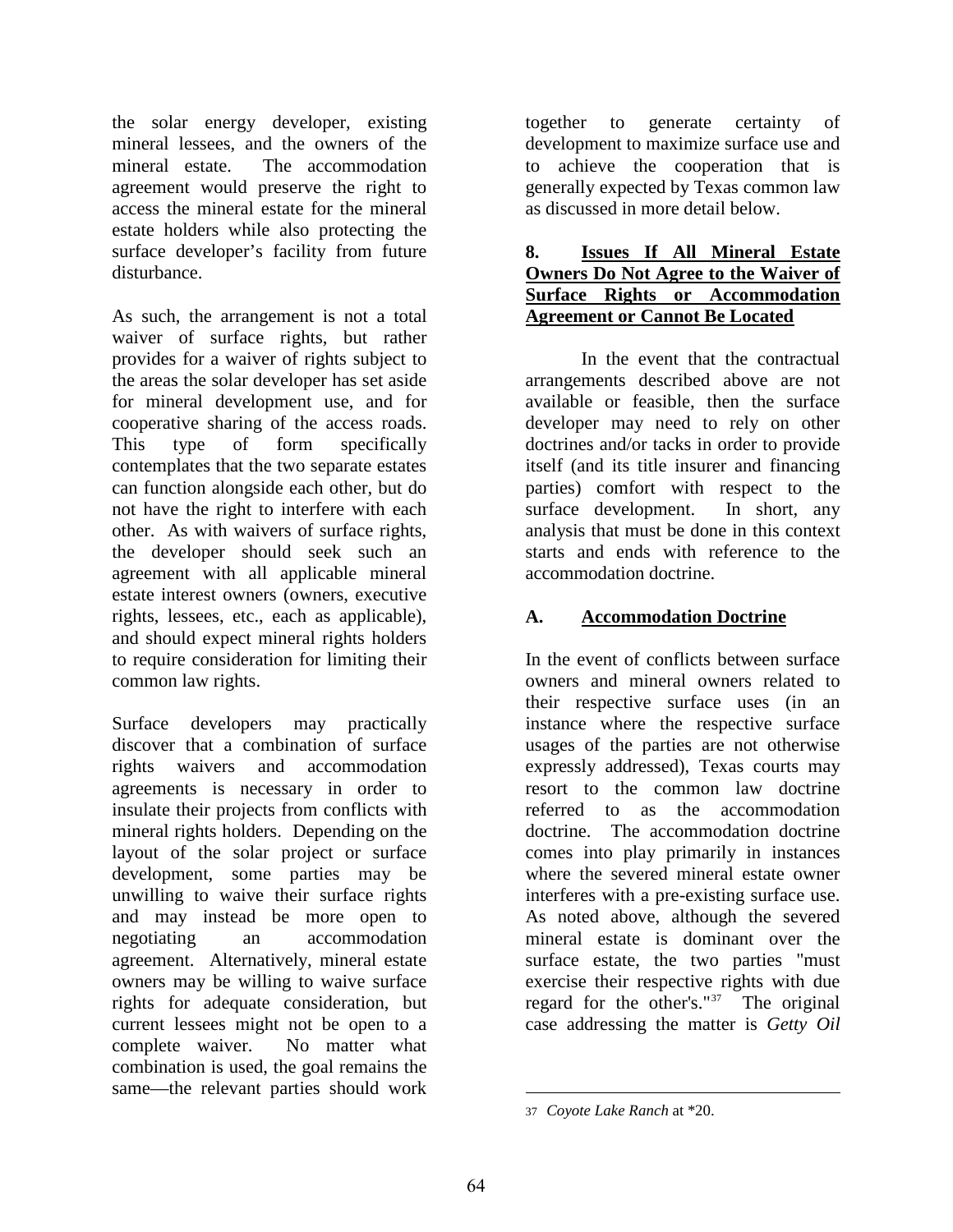the solar energy developer, existing mineral lessees, and the owners of the mineral estate. The accommodation agreement would preserve the right to access the mineral estate for the mineral estate holders while also protecting the surface developer's facility from future disturbance.

As such, the arrangement is not a total waiver of surface rights, but rather provides for a waiver of rights subject to the areas the solar developer has set aside for mineral development use, and for cooperative sharing of the access roads. This type of form specifically contemplates that the two separate estates can function alongside each other, but do not have the right to interfere with each other. As with waivers of surface rights, the developer should seek such an agreement with all applicable mineral estate interest owners (owners, executive rights, lessees, etc., each as applicable), and should expect mineral rights holders to require consideration for limiting their common law rights.

Surface developers may practically discover that a combination of surface rights waivers and accommodation agreements is necessary in order to insulate their projects from conflicts with mineral rights holders. Depending on the layout of the solar project or surface development, some parties may be unwilling to waive their surface rights and may instead be more open to negotiating an accommodation agreement. Alternatively, mineral estate owners may be willing to waive surface rights for adequate consideration, but current lessees might not be open to a complete waiver. No matter what combination is used, the goal remains the same—the relevant parties should work together to generate certainty of development to maximize surface use and to achieve the cooperation that is generally expected by Texas common law as discussed in more detail below.

## 8. Issues If All Mineral Estate Owners Do Not Agree to the Waiver of Surface Rights or Accommodation Agreement or Cannot Be Located

In the event that the contractual arrangements described above are not available or feasible, then the surface developer may need to rely on other doctrines and/or tacks in order to provide itself (and its title insurer and financing parties) comfort with respect to the surface development. In short, any analysis that must be done in this context starts and ends with reference to the accommodation doctrine.

### A. Accommodation Doctrine

In the event of conflicts between surface owners and mineral owners related to their respective surface uses (in an instance where the respective surface usages of the parties are not otherwise expressly addressed), Texas courts may resort to the common law doctrine referred to as the accommodation doctrine. The accommodation doctrine comes into play primarily in instances where the severed mineral estate owner interferes with a pre-existing surface use. As noted above, although the severed mineral estate is dominant over the surface estate, the two parties "must exercise their respective rights with due regard for the other's."[37] The original case addressing the matter is *Getty Oil*

---

[37] *Coyote Lake Ranch* at *20.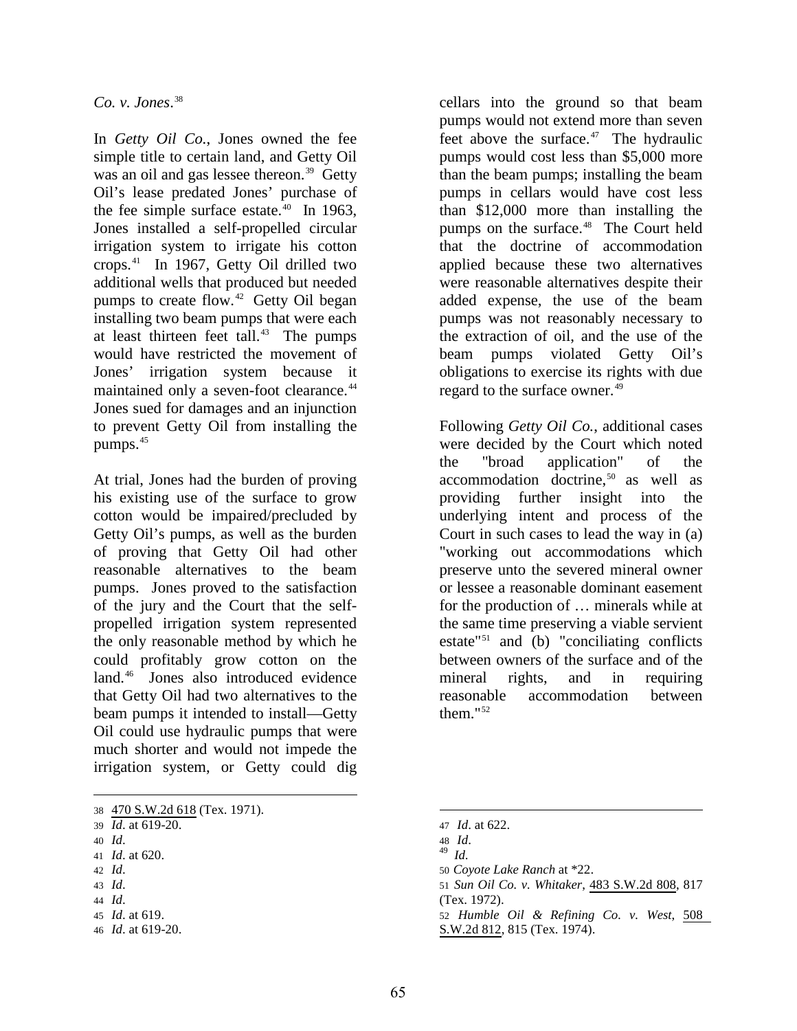*Co. v. Jones*.[38]

In *Getty Oil Co.*, Jones owned the fee simple title to certain land, and Getty Oil was an oil and gas lessee thereon.[39] Getty Oil's lease predated Jones' purchase of the fee simple surface estate.[40] In 1963, Jones installed a self-propelled circular irrigation system to irrigate his cotton crops.[41] In 1967, Getty Oil drilled two additional wells that produced but needed pumps to create flow.[42] Getty Oil began installing two beam pumps that were each at least thirteen feet tall.[43] The pumps would have restricted the movement of Jones' irrigation system because it maintained only a seven-foot clearance.[44] Jones sued for damages and an injunction to prevent Getty Oil from installing the pumps.[45]

At trial, Jones had the burden of proving his existing use of the surface to grow cotton would be impaired/precluded by Getty Oil's pumps, as well as the burden of proving that Getty Oil had other reasonable alternatives to the beam pumps. Jones proved to the satisfaction of the jury and the Court that the self-propelled irrigation system represented the only reasonable method by which he could profitably grow cotton on the land.[46] Jones also introduced evidence that Getty Oil had two alternatives to the beam pumps it intended to install—Getty Oil could use hydraulic pumps that were much shorter and would not impede the irrigation system, or Getty could dig cellars into the ground so that beam pumps would not extend more than seven feet above the surface.[47] The hydraulic pumps would cost less than $5,000 more than the beam pumps; installing the beam pumps in cellars would have cost less than $12,000 more than installing the pumps on the surface.[48] The Court held that the doctrine of accommodation applied because these two alternatives were reasonable alternatives despite their added expense, the use of the beam pumps was not reasonably necessary to the extraction of oil, and the use of the beam pumps violated Getty Oil's obligations to exercise its rights with due regard to the surface owner.[49]

Following *Getty Oil Co.*, additional cases were decided by the Court which noted the "broad application" of the accommodation doctrine,[50] as well as providing further insight into the underlying intent and process of the Court in such cases to lead the way in (a) "working out accommodations which preserve unto the severed mineral owner or lessee a reasonable dominant easement for the production of … minerals while at the same time preserving a viable servient estate"[51] and (b) "conciliating conflicts between owners of the surface and of the mineral rights, and in requiring reasonable accommodation between them."[52]

---

38 470 S.W.2d 618 (Tex. 1971).
39 *Id*. at 619-20.
40 *Id*.
41 *Id*. at 620.
42 *Id*.
43 *Id*.
44 *Id*.
45 *Id*. at 619.
46 *Id*. at 619-20.
47 *Id*. at 622.
48 *Id*.
49 *Id*.
50 *Coyote Lake Ranch* at *22.
51 *Sun Oil Co. v. Whitaker*, 483 S.W.2d 808, 817 (Tex. 1972).
52 *Humble Oil & Refining Co. v. West*, 508 S.W.2d 812, 815 (Tex. 1974).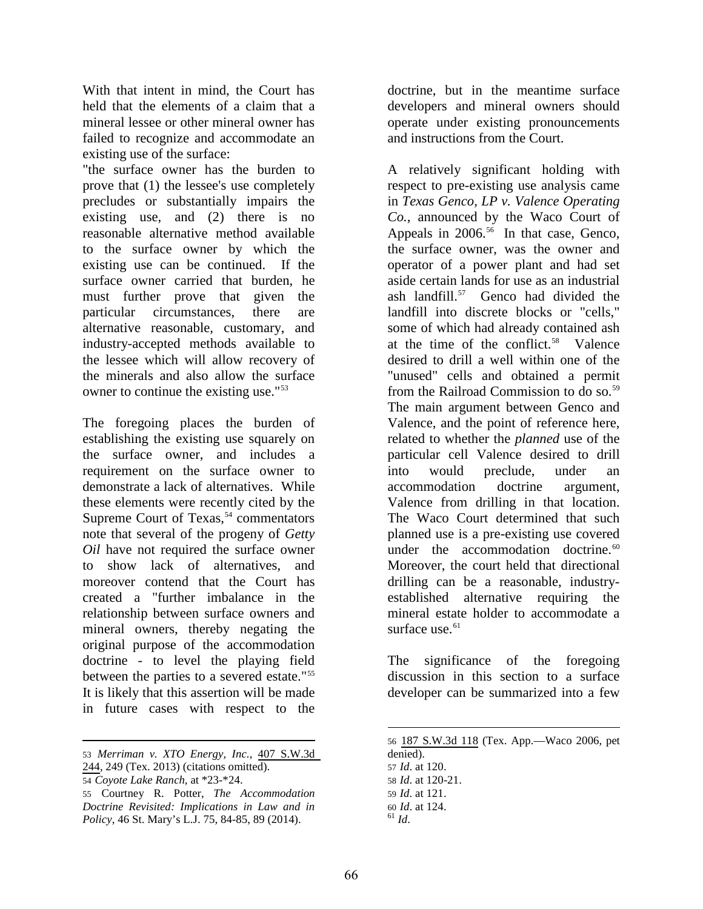With that intent in mind, the Court has held that the elements of a claim that a mineral lessee or other mineral owner has failed to recognize and accommodate an existing use of the surface:

"the surface owner has the burden to prove that (1) the lessee's use completely precludes or substantially impairs the existing use, and (2) there is no reasonable alternative method available to the surface owner by which the existing use can be continued. If the surface owner carried that burden, he must further prove that given the particular circumstances, there are alternative reasonable, customary, and industry-accepted methods available to the lessee which will allow recovery of the minerals and also allow the surface owner to continue the existing use."[53]

The foregoing places the burden of establishing the existing use squarely on the surface owner, and includes a requirement on the surface owner to demonstrate a lack of alternatives. While these elements were recently cited by the Supreme Court of Texas,[54] commentators note that several of the progeny of *Getty Oil* have not required the surface owner to show lack of alternatives, and moreover contend that the Court has created a "further imbalance in the relationship between surface owners and mineral owners, thereby negating the original purpose of the accommodation doctrine - to level the playing field between the parties to a severed estate."[55] It is likely that this assertion will be made in future cases with respect to the doctrine, but in the meantime surface developers and mineral owners should operate under existing pronouncements and instructions from the Court.

A relatively significant holding with respect to pre-existing use analysis came in *Texas Genco, LP v. Valence Operating Co.*, announced by the Waco Court of Appeals in 2006.[56] In that case, Genco, the surface owner, was the owner and operator of a power plant and had set aside certain lands for use as an industrial ash landfill.[57] Genco had divided the landfill into discrete blocks or "cells," some of which had already contained ash at the time of the conflict.[58] Valence desired to drill a well within one of the "unused" cells and obtained a permit from the Railroad Commission to do so.[59] The main argument between Genco and Valence, and the point of reference here, related to whether the *planned* use of the particular cell Valence desired to drill into would preclude, under an accommodation doctrine argument, Valence from drilling in that location. The Waco Court determined that such planned use is a pre-existing use covered under the accommodation doctrine.[60] Moreover, the court held that directional drilling can be a reasonable, industry-established alternative requiring the mineral estate holder to accommodate a surface use.[61]

The significance of the foregoing discussion in this section to a surface developer can be summarized into a few

---

53 *Merriman v. XTO Energy, Inc.*, 407 S.W.3d 244, 249 (Tex. 2013) (citations omitted).

54 *Coyote Lake Ranch*, at *23-*24.

55 Courtney R. Potter, *The Accommodation Doctrine Revisited: Implications in Law and in Policy*, 46 St. Mary's L.J. 75, 84-85, 89 (2014).

56 187 S.W.3d 118 (Tex. App.—Waco 2006, pet denied).

57 *Id*. at 120.

58 *Id*. at 120-21.

59 *Id*. at 121.

60 *Id*. at 124.

61 *Id*.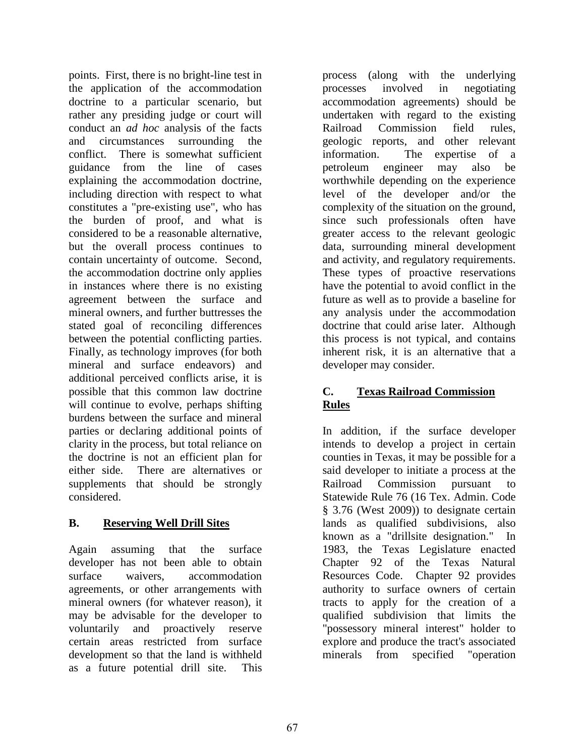points. First, there is no bright-line test in the application of the accommodation doctrine to a particular scenario, but rather any presiding judge or court will conduct an *ad hoc* analysis of the facts and circumstances surrounding the conflict. There is somewhat sufficient guidance from the line of cases explaining the accommodation doctrine, including direction with respect to what constitutes a "pre-existing use", who has the burden of proof, and what is considered to be a reasonable alternative, but the overall process continues to contain uncertainty of outcome. Second, the accommodation doctrine only applies in instances where there is no existing agreement between the surface and mineral owners, and further buttresses the stated goal of reconciling differences between the potential conflicting parties. Finally, as technology improves (for both mineral and surface endeavors) and additional perceived conflicts arise, it is possible that this common law doctrine will continue to evolve, perhaps shifting burdens between the surface and mineral parties or declaring additional points of clarity in the process, but total reliance on the doctrine is not an efficient plan for either side. There are alternatives or supplements that should be strongly considered.

## B. Reserving Well Drill Sites

Again assuming that the surface developer has not been able to obtain surface waivers, accommodation agreements, or other arrangements with mineral owners (for whatever reason), it may be advisable for the developer to voluntarily and proactively reserve certain areas restricted from surface development so that the land is withheld as a future potential drill site. This process (along with the underlying processes involved in negotiating accommodation agreements) should be undertaken with regard to the existing Railroad Commission field rules, geologic reports, and other relevant information. The expertise of a petroleum engineer may also be worthwhile depending on the experience level of the developer and/or the complexity of the situation on the ground, since such professionals often have greater access to the relevant geologic data, surrounding mineral development and activity, and regulatory requirements. These types of proactive reservations have the potential to avoid conflict in the future as well as to provide a baseline for any analysis under the accommodation doctrine that could arise later. Although this process is not typical, and contains inherent risk, it is an alternative that a developer may consider.

## C. Texas Railroad Commission Rules

In addition, if the surface developer intends to develop a project in certain counties in Texas, it may be possible for a said developer to initiate a process at the Railroad Commission pursuant to Statewide Rule 76 (16 Tex. Admin. Code § 3.76 (West 2009)) to designate certain lands as qualified subdivisions, also known as a "drillsite designation." In 1983, the Texas Legislature enacted Chapter 92 of the Texas Natural Resources Code. Chapter 92 provides authority to surface owners of certain tracts to apply for the creation of a qualified subdivision that limits the "possessory mineral interest" holder to explore and produce the tract's associated minerals from specified "operation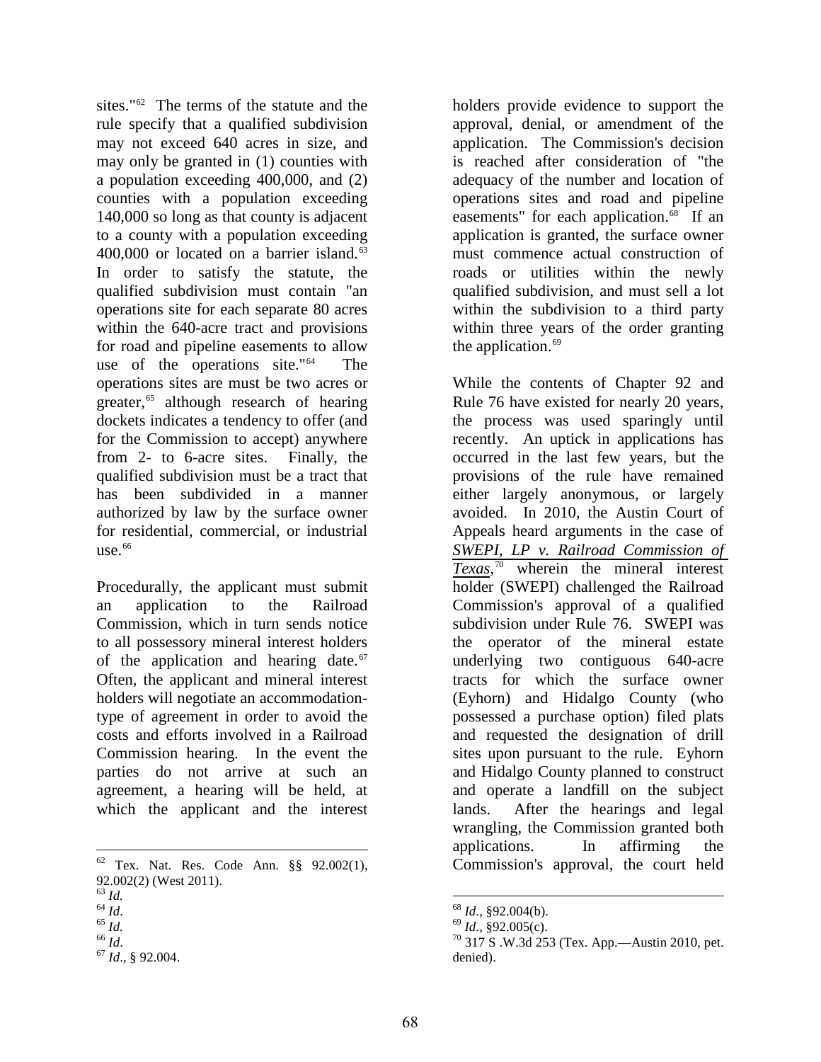sites."[62] The terms of the statute and the rule specify that a qualified subdivision may not exceed 640 acres in size, and may only be granted in (1) counties with a population exceeding 400,000, and (2) counties with a population exceeding 140,000 so long as that county is adjacent to a county with a population exceeding 400,000 or located on a barrier island.[63] In order to satisfy the statute, the qualified subdivision must contain "an operations site for each separate 80 acres within the 640-acre tract and provisions for road and pipeline easements to allow use of the operations site."[64] The operations sites are must be two acres or greater,[65] although research of hearing dockets indicates a tendency to offer (and for the Commission to accept) anywhere from 2- to 6-acre sites. Finally, the qualified subdivision must be a tract that has been subdivided in a manner authorized by law by the surface owner for residential, commercial, or industrial use.[66]

Procedurally, the applicant must submit an application to the Railroad Commission, which in turn sends notice to all possessory mineral interest holders of the application and hearing date.[67] Often, the applicant and mineral interest holders will negotiate an accommodation-type of agreement in order to avoid the costs and efforts involved in a Railroad Commission hearing. In the event the parties do not arrive at such an agreement, a hearing will be held, at which the applicant and the interest holders provide evidence to support the approval, denial, or amendment of the application. The Commission's decision is reached after consideration of "the adequacy of the number and location of operations sites and road and pipeline easements" for each application.[68] If an application is granted, the surface owner must commence actual construction of roads or utilities within the newly qualified subdivision, and must sell a lot within the subdivision to a third party within three years of the order granting the application.[69]

While the contents of Chapter 92 and Rule 76 have existed for nearly 20 years, the process was used sparingly until recently. An uptick in applications has occurred in the last few years, but the provisions of the rule have remained either largely anonymous, or largely avoided. In 2010, the Austin Court of Appeals heard arguments in the case of ***SWEPI, LP v. Railroad Commission of Texas***,[70] wherein the mineral interest holder (SWEPI) challenged the Railroad Commission's approval of a qualified subdivision under Rule 76. SWEPI was the operator of the mineral estate underlying two contiguous 640-acre tracts for which the surface owner (Eyhorn) and Hidalgo County (who possessed a purchase option) filed plats and requested the designation of drill sites upon pursuant to the rule. Eyhorn and Hidalgo County planned to construct and operate a landfill on the subject lands. After the hearings and legal wrangling, the Commission granted both applications. In affirming the Commission's approval, the court held

---

[62] Tex. Nat. Res. Code Ann. §§ 92.002(1), 92.002(2) (West 2011).
[63] *Id.*
[64] *Id*.
[65] *Id.*
[66] *Id*.
[67] *Id*., § 92.004.
[68] *Id*., §92.004(b).
[69] *Id*., §92.005(c).
[70] 317 S .W.3d 253 (Tex. App.—Austin 2010, pet. denied).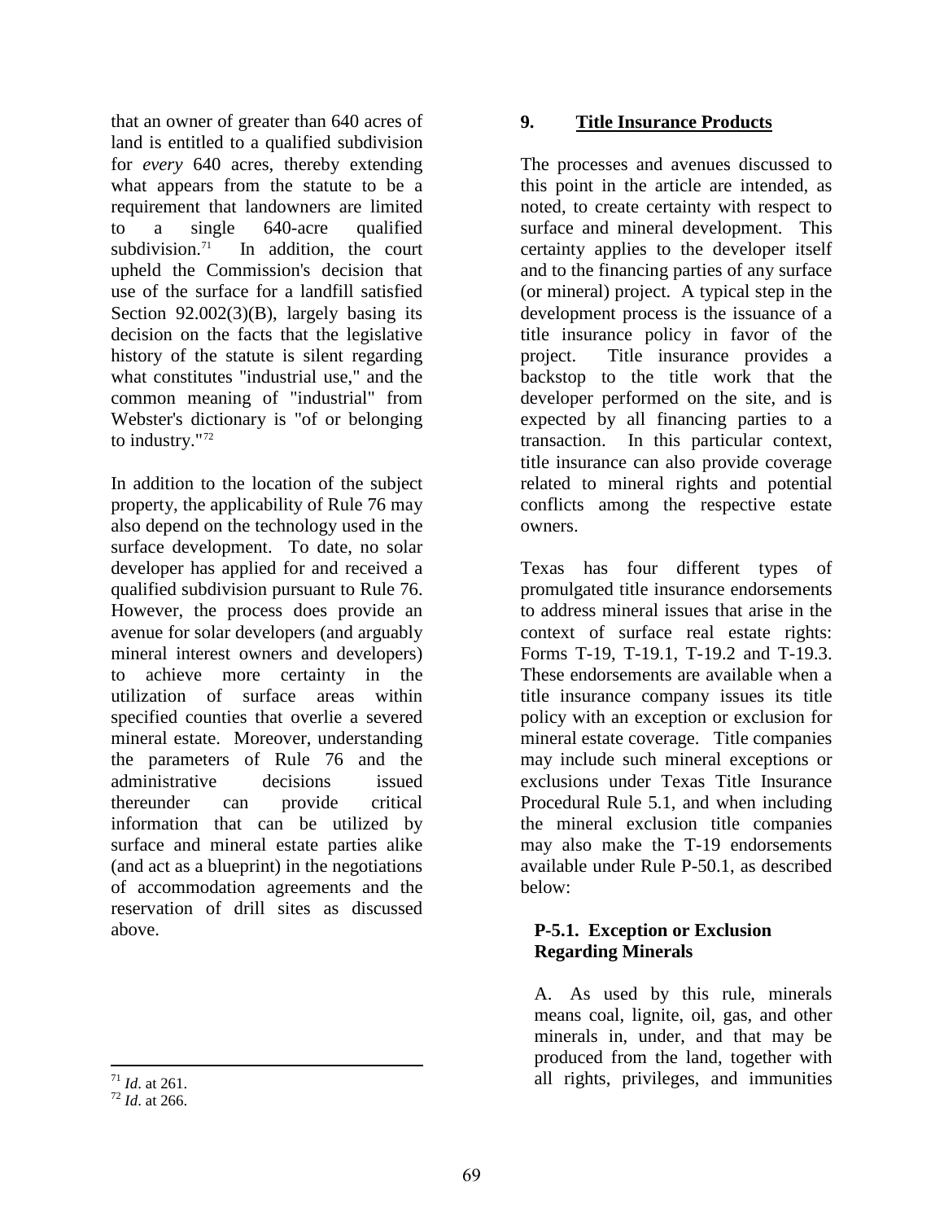that an owner of greater than 640 acres of land is entitled to a qualified subdivision for *every* 640 acres, thereby extending what appears from the statute to be a requirement that landowners are limited to a single 640-acre qualified subdivision.[71] In addition, the court upheld the Commission's decision that use of the surface for a landfill satisfied Section 92.002(3)(B), largely basing its decision on the facts that the legislative history of the statute is silent regarding what constitutes "industrial use," and the common meaning of "industrial" from Webster's dictionary is "of or belonging to industry."[72]

In addition to the location of the subject property, the applicability of Rule 76 may also depend on the technology used in the surface development. To date, no solar developer has applied for and received a qualified subdivision pursuant to Rule 76. However, the process does provide an avenue for solar developers (and arguably mineral interest owners and developers) to achieve more certainty in the utilization of surface areas within specified counties that overlie a severed mineral estate. Moreover, understanding the parameters of Rule 76 and the administrative decisions issued thereunder can provide critical information that can be utilized by surface and mineral estate parties alike (and act as a blueprint) in the negotiations of accommodation agreements and the reservation of drill sites as discussed above.

[71] *Id*. at 261.

[72] *Id*. at 266.

## 9. Title Insurance Products

The processes and avenues discussed to this point in the article are intended, as noted, to create certainty with respect to surface and mineral development. This certainty applies to the developer itself and to the financing parties of any surface (or mineral) project. A typical step in the development process is the issuance of a title insurance policy in favor of the project. Title insurance provides a backstop to the title work that the developer performed on the site, and is expected by all financing parties to a transaction. In this particular context, title insurance can also provide coverage related to mineral rights and potential conflicts among the respective estate owners.

Texas has four different types of promulgated title insurance endorsements to address mineral issues that arise in the context of surface real estate rights: Forms T-19, T-19.1, T-19.2 and T-19.3. These endorsements are available when a title insurance company issues its title policy with an exception or exclusion for mineral estate coverage. Title companies may include such mineral exceptions or exclusions under Texas Title Insurance Procedural Rule 5.1, and when including the mineral exclusion title companies may also make the T-19 endorsements available under Rule P-50.1, as described below:

**P-5.1. Exception or Exclusion Regarding Minerals**

A. As used by this rule, minerals means coal, lignite, oil, gas, and other minerals in, under, and that may be produced from the land, together with all rights, privileges, and immunities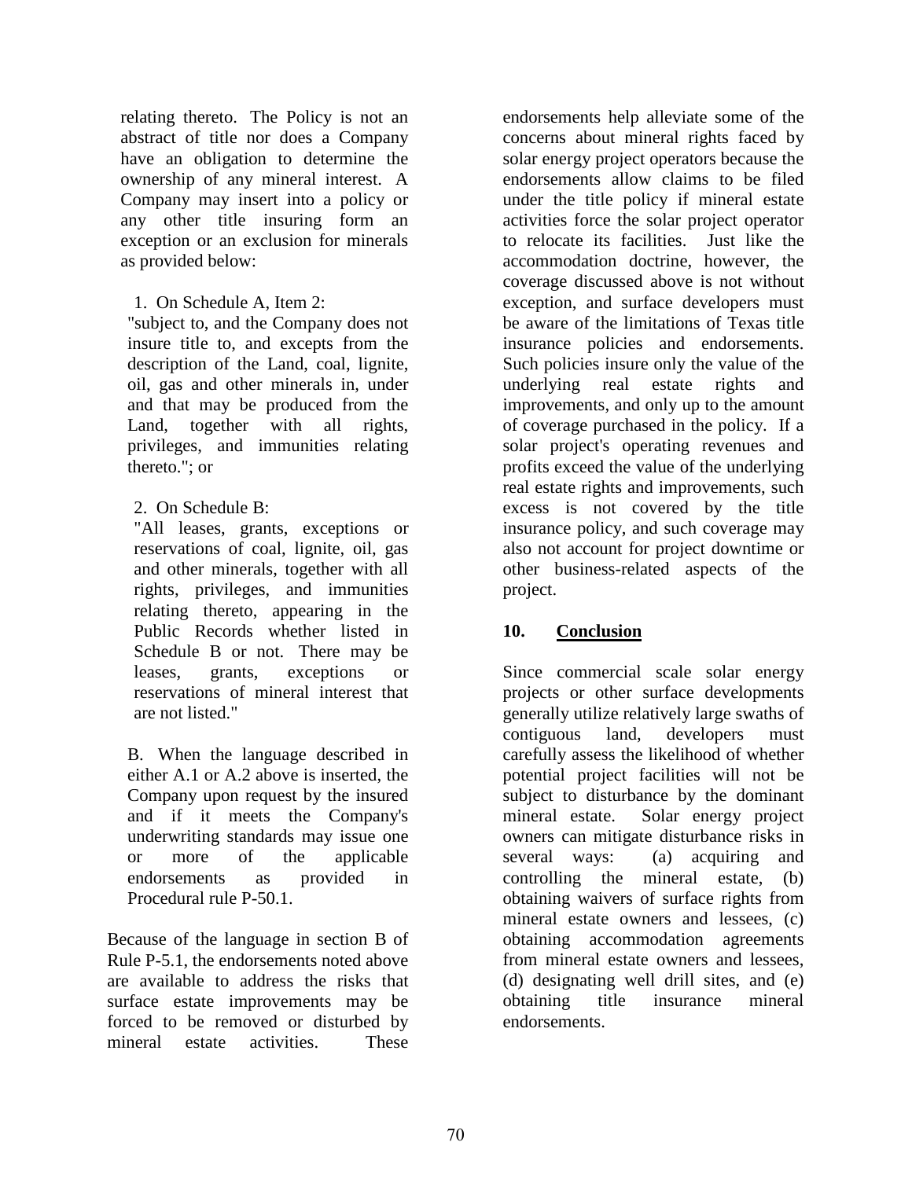relating thereto. The Policy is not an abstract of title nor does a Company have an obligation to determine the ownership of any mineral interest. A Company may insert into a policy or any other title insuring form an exception or an exclusion for minerals as provided below:

1. On Schedule A, Item 2:
"subject to, and the Company does not insure title to, and excepts from the description of the Land, coal, lignite, oil, gas and other minerals in, under and that may be produced from the Land, together with all rights, privileges, and immunities relating thereto."; or

2. On Schedule B:
"All leases, grants, exceptions or reservations of coal, lignite, oil, gas and other minerals, together with all rights, privileges, and immunities relating thereto, appearing in the Public Records whether listed in Schedule B or not. There may be leases, grants, exceptions or reservations of mineral interest that are not listed."

B. When the language described in either A.1 or A.2 above is inserted, the Company upon request by the insured and if it meets the Company's underwriting standards may issue one or more of the applicable endorsements as provided in Procedural rule P-50.1.

Because of the language in section B of Rule P-5.1, the endorsements noted above are available to address the risks that surface estate improvements may be forced to be removed or disturbed by mineral estate activities. These endorsements help alleviate some of the concerns about mineral rights faced by solar energy project operators because the endorsements allow claims to be filed under the title policy if mineral estate activities force the solar project operator to relocate its facilities. Just like the accommodation doctrine, however, the coverage discussed above is not without exception, and surface developers must be aware of the limitations of Texas title insurance policies and endorsements. Such policies insure only the value of the underlying real estate rights and improvements, and only up to the amount of coverage purchased in the policy. If a solar project's operating revenues and profits exceed the value of the underlying real estate rights and improvements, such excess is not covered by the title insurance policy, and such coverage may also not account for project downtime or other business-related aspects of the project.

## 10. Conclusion

Since commercial scale solar energy projects or other surface developments generally utilize relatively large swaths of contiguous land, developers must carefully assess the likelihood of whether potential project facilities will not be subject to disturbance by the dominant mineral estate. Solar energy project owners can mitigate disturbance risks in several ways: (a) acquiring and controlling the mineral estate, (b) obtaining waivers of surface rights from mineral estate owners and lessees, (c) obtaining accommodation agreements from mineral estate owners and lessees, (d) designating well drill sites, and (e) obtaining title insurance mineral endorsements.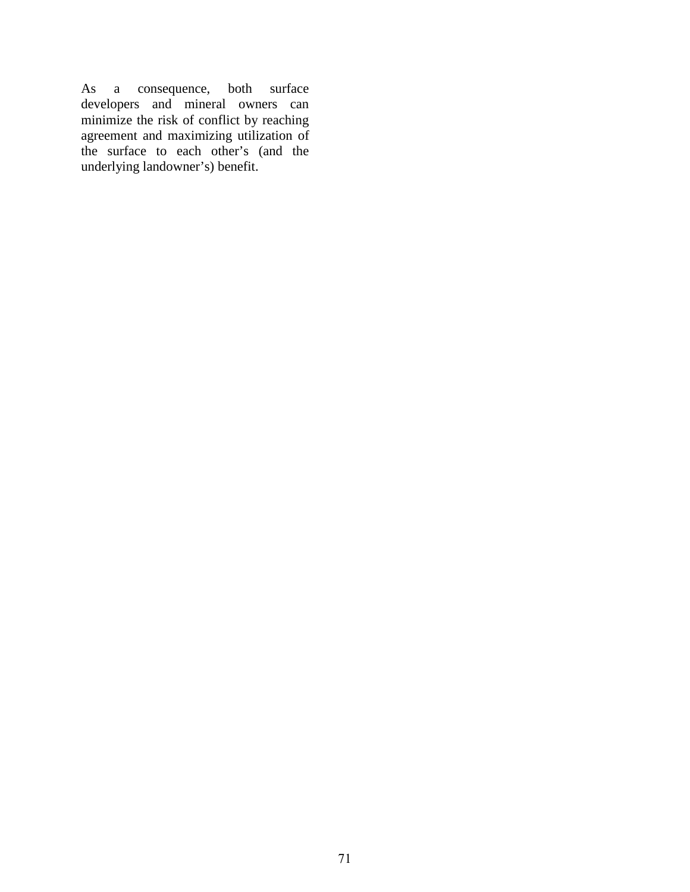As a consequence, both surface developers and mineral owners can minimize the risk of conflict by reaching agreement and maximizing utilization of the surface to each other's (and the underlying landowner's) benefit.